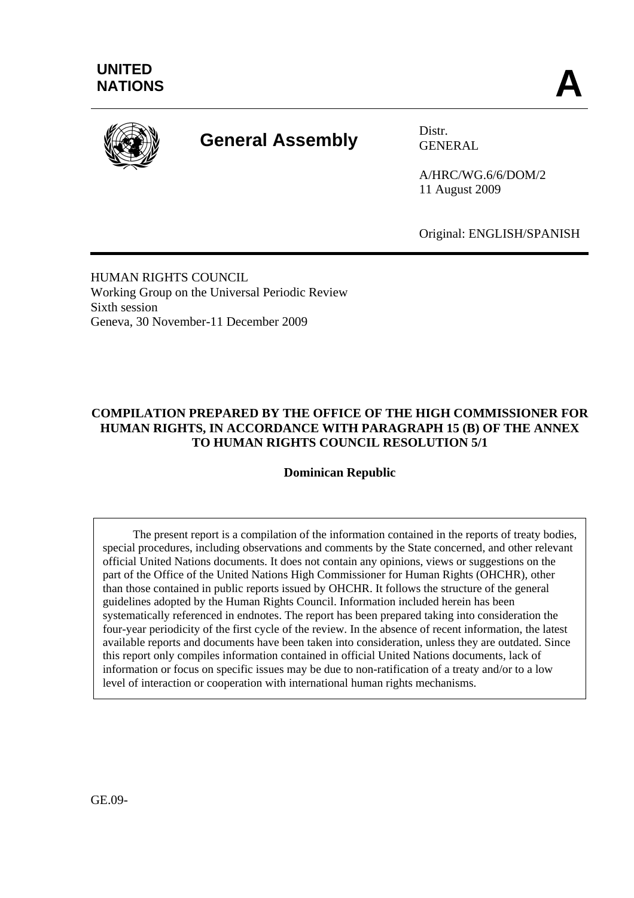**UNITED NATIONS**

**A**

# General Assembly

Distr.
GENERAL

A/HRC/WG.6/6/DOM/2
11 August 2009

Original: ENGLISH/SPANISH

HUMAN RIGHTS COUNCIL
Working Group on the Universal Periodic Review
Sixth session
Geneva, 30 November-11 December 2009

**COMPILATION PREPARED BY THE OFFICE OF THE HIGH COMMISSIONER FOR HUMAN RIGHTS, IN ACCORDANCE WITH PARAGRAPH 15 (B) OF THE ANNEX TO HUMAN RIGHTS COUNCIL RESOLUTION 5/1**

**Dominican Republic**

The present report is a compilation of the information contained in the reports of treaty bodies, special procedures, including observations and comments by the State concerned, and other relevant official United Nations documents. It does not contain any opinions, views or suggestions on the part of the Office of the United Nations High Commissioner for Human Rights (OHCHR), other than those contained in public reports issued by OHCHR. It follows the structure of the general guidelines adopted by the Human Rights Council. Information included herein has been systematically referenced in endnotes. The report has been prepared taking into consideration the four-year periodicity of the first cycle of the review. In the absence of recent information, the latest available reports and documents have been taken into consideration, unless they are outdated. Since this report only compiles information contained in official United Nations documents, lack of information or focus on specific issues may be due to non-ratification of a treaty and/or to a low level of interaction or cooperation with international human rights mechanisms.

GE.09-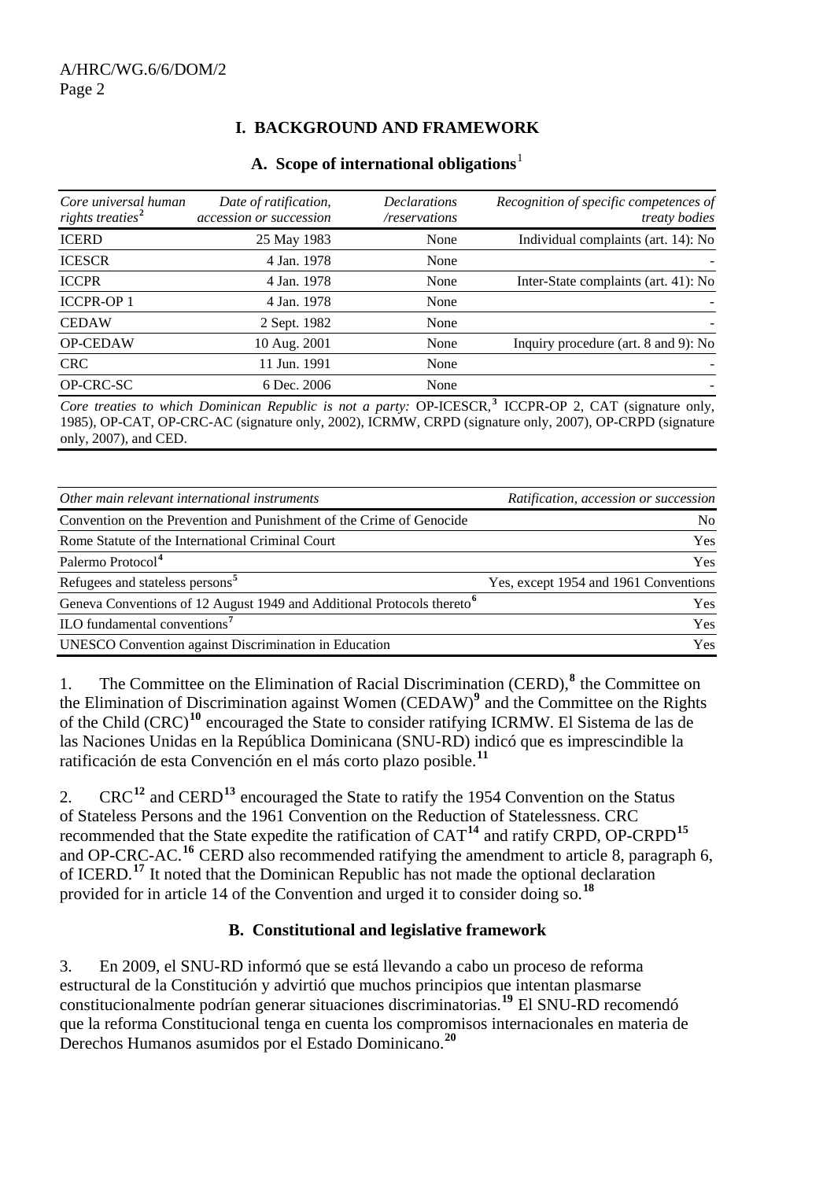# I. BACKGROUND AND FRAMEWORK

## A. Scope of international obligations[1]

| *Core universal human rights treaties*[2] | *Date of ratification, accession or succession* | *Declarations /reservations* | *Recognition of specific competences of treaty bodies* |
|---|---|---|---|
| ICERD | 25 May 1983 | None | Individual complaints (art. 14): No |
| ICESCR | 4 Jan. 1978 | None | - |
| ICCPR | 4 Jan. 1978 | None | Inter-State complaints (art. 41): No |
| ICCPR-OP 1 | 4 Jan. 1978 | None | - |
| CEDAW | 2 Sept. 1982 | None | - |
| OP-CEDAW | 10 Aug. 2001 | None | Inquiry procedure (art. 8 and 9): No |
| CRC | 11 Jun. 1991 | None | - |
| OP-CRC-SC | 6 Dec. 2006 | None | - |

*Core treaties to which Dominican Republic is not a party:* OP-ICESCR,[3] ICCPR-OP 2, CAT (signature only, 1985), OP-CAT, OP-CRC-AC (signature only, 2002), ICRMW, CRPD (signature only, 2007), OP-CRPD (signature only, 2007), and CED.

| *Other main relevant international instruments* | *Ratification, accession or succession* |
|---|---|
| Convention on the Prevention and Punishment of the Crime of Genocide | No |
| Rome Statute of the International Criminal Court | Yes |
| Palermo Protocol[4] | Yes |
| Refugees and stateless persons[5] | Yes, except 1954 and 1961 Conventions |
| Geneva Conventions of 12 August 1949 and Additional Protocols thereto[6] | Yes |
| ILO fundamental conventions[7] | Yes |
| UNESCO Convention against Discrimination in Education | Yes |

1. The Committee on the Elimination of Racial Discrimination (CERD),[8] the Committee on the Elimination of Discrimination against Women (CEDAW)[9] and the Committee on the Rights of the Child (CRC)[10] encouraged the State to consider ratifying ICRMW. El Sistema de las de las Naciones Unidas en la República Dominicana (SNU-RD) indicó que es imprescindible la ratificación de esta Convención en el más corto plazo posible.[11]

2. CRC[12] and CERD[13] encouraged the State to ratify the 1954 Convention on the Status of Stateless Persons and the 1961 Convention on the Reduction of Statelessness. CRC recommended that the State expedite the ratification of CAT[14] and ratify CRPD, OP-CRPD[15] and OP-CRC-AC.[16] CERD also recommended ratifying the amendment to article 8, paragraph 6, of ICERD.[17] It noted that the Dominican Republic has not made the optional declaration provided for in article 14 of the Convention and urged it to consider doing so.[18]

## B. Constitutional and legislative framework

3. En 2009, el SNU-RD informó que se está llevando a cabo un proceso de reforma estructural de la Constitución y advirtió que muchos principios que intentan plasmarse constitucionalmente podrían generar situaciones discriminatorias.[19] El SNU-RD recomendó que la reforma Constitucional tenga en cuenta los compromisos internacionales en materia de Derechos Humanos asumidos por el Estado Dominicano.[20]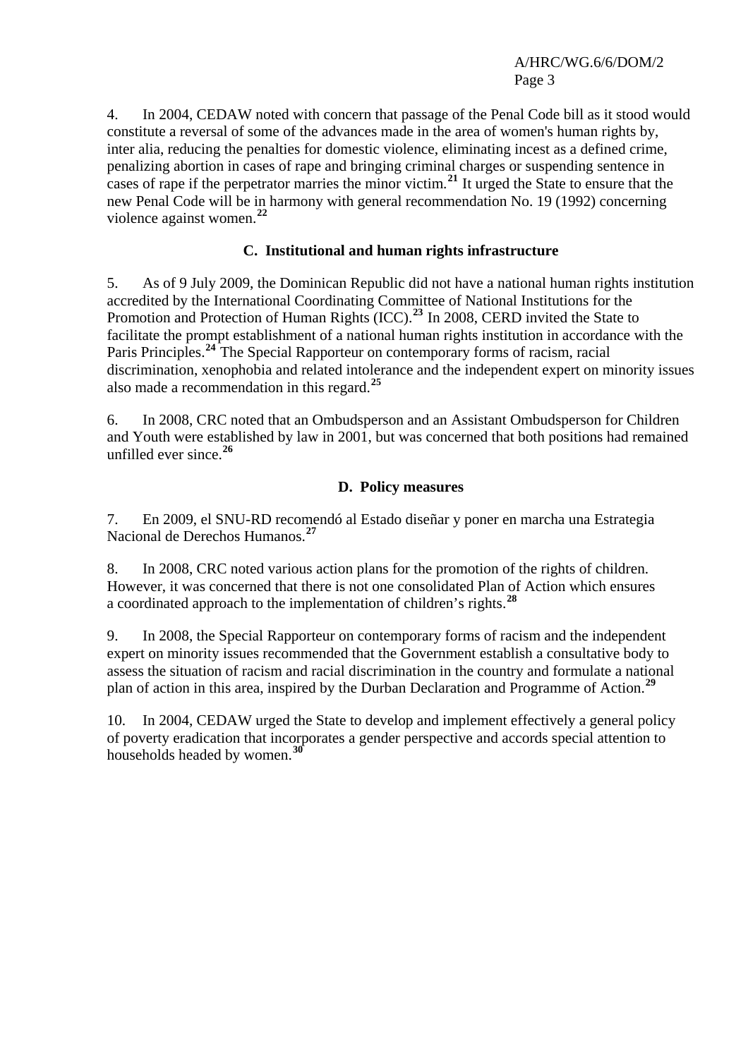4. In 2004, CEDAW noted with concern that passage of the Penal Code bill as it stood would constitute a reversal of some of the advances made in the area of women's human rights by, inter alia, reducing the penalties for domestic violence, eliminating incest as a defined crime, penalizing abortion in cases of rape and bringing criminal charges or suspending sentence in cases of rape if the perpetrator marries the minor victim.[21] It urged the State to ensure that the new Penal Code will be in harmony with general recommendation No. 19 (1992) concerning violence against women.[22]

### C. Institutional and human rights infrastructure

5. As of 9 July 2009, the Dominican Republic did not have a national human rights institution accredited by the International Coordinating Committee of National Institutions for the Promotion and Protection of Human Rights (ICC).[23] In 2008, CERD invited the State to facilitate the prompt establishment of a national human rights institution in accordance with the Paris Principles.[24] The Special Rapporteur on contemporary forms of racism, racial discrimination, xenophobia and related intolerance and the independent expert on minority issues also made a recommendation in this regard.[25]

6. In 2008, CRC noted that an Ombudsperson and an Assistant Ombudsperson for Children and Youth were established by law in 2001, but was concerned that both positions had remained unfilled ever since.[26]

### D. Policy measures

7. En 2009, el SNU-RD recomendó al Estado diseñar y poner en marcha una Estrategia Nacional de Derechos Humanos.[27]

8. In 2008, CRC noted various action plans for the promotion of the rights of children. However, it was concerned that there is not one consolidated Plan of Action which ensures a coordinated approach to the implementation of children's rights.[28]

9. In 2008, the Special Rapporteur on contemporary forms of racism and the independent expert on minority issues recommended that the Government establish a consultative body to assess the situation of racism and racial discrimination in the country and formulate a national plan of action in this area, inspired by the Durban Declaration and Programme of Action.[29]

10. In 2004, CEDAW urged the State to develop and implement effectively a general policy of poverty eradication that incorporates a gender perspective and accords special attention to households headed by women.[30]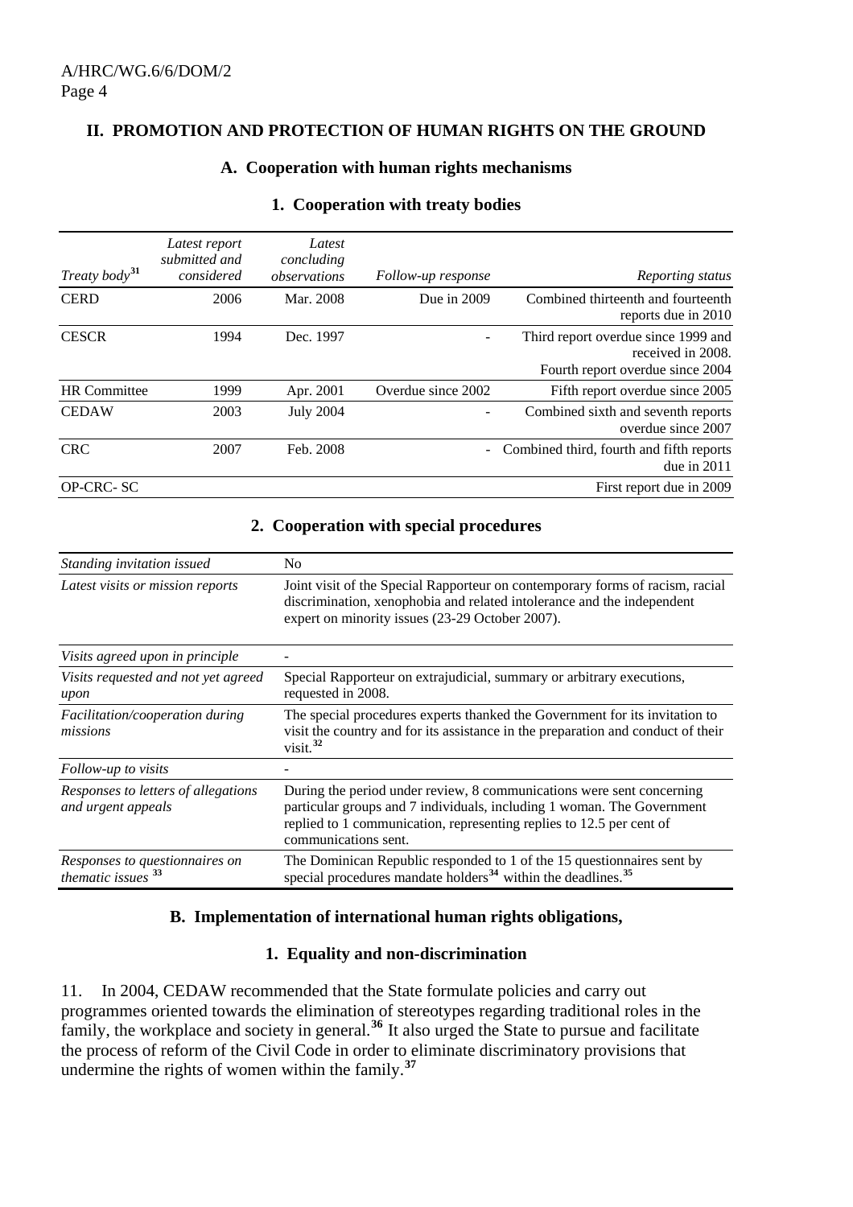## II. PROMOTION AND PROTECTION OF HUMAN RIGHTS ON THE GROUND

### A. Cooperation with human rights mechanisms

#### 1. Cooperation with treaty bodies

| *Treaty body*[31] | *Latest report submitted and considered* | *Latest concluding observations* | *Follow-up response* | *Reporting status* |
|---|---|---|---|---|
| CERD | 2006 | Mar. 2008 | Due in 2009 | Combined thirteenth and fourteenth reports due in 2010 |
| CESCR | 1994 | Dec. 1997 | - | Third report overdue since 1999 and received in 2008. Fourth report overdue since 2004 |
| HR Committee | 1999 | Apr. 2001 | Overdue since 2002 | Fifth report overdue since 2005 |
| CEDAW | 2003 | July 2004 | - | Combined sixth and seventh reports overdue since 2007 |
| CRC | 2007 | Feb. 2008 | - | Combined third, fourth and fifth reports due in 2011 |
| OP-CRC- SC | | | | First report due in 2009 |

#### 2. Cooperation with special procedures

| | |
|---|---|
| *Standing invitation issued* | No |
| *Latest visits or mission reports* | Joint visit of the Special Rapporteur on contemporary forms of racism, racial discrimination, xenophobia and related intolerance and the independent expert on minority issues (23-29 October 2007). |
| *Visits agreed upon in principle* | - |
| *Visits requested and not yet agreed upon* | Special Rapporteur on extrajudicial, summary or arbitrary executions, requested in 2008. |
| *Facilitation/cooperation during missions* | The special procedures experts thanked the Government for its invitation to visit the country and for its assistance in the preparation and conduct of their visit.[32] |
| *Follow-up to visits* | - |
| *Responses to letters of allegations and urgent appeals* | During the period under review, 8 communications were sent concerning particular groups and 7 individuals, including 1 woman. The Government replied to 1 communication, representing replies to 12.5 per cent of communications sent. |
| *Responses to questionnaires on thematic issues* [33] | The Dominican Republic responded to 1 of the 15 questionnaires sent by special procedures mandate holders[34] within the deadlines.[35] |

### B. Implementation of international human rights obligations,

#### 1. Equality and non-discrimination

11. In 2004, CEDAW recommended that the State formulate policies and carry out programmes oriented towards the elimination of stereotypes regarding traditional roles in the family, the workplace and society in general.[36] It also urged the State to pursue and facilitate the process of reform of the Civil Code in order to eliminate discriminatory provisions that undermine the rights of women within the family.[37]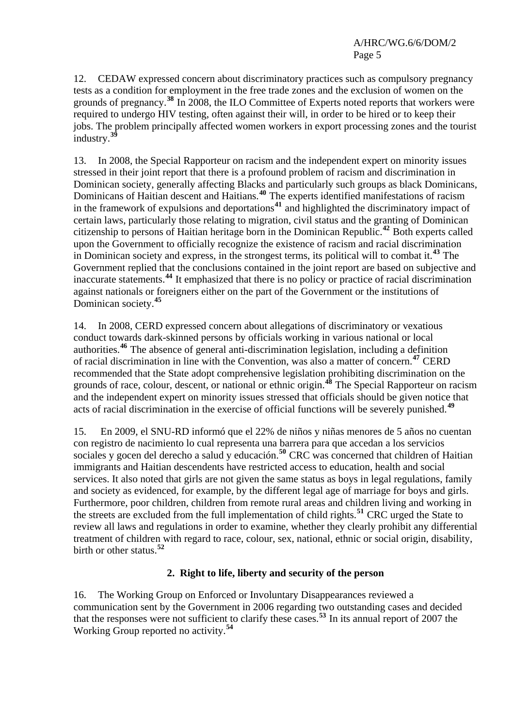12. CEDAW expressed concern about discriminatory practices such as compulsory pregnancy tests as a condition for employment in the free trade zones and the exclusion of women on the grounds of pregnancy.[38] In 2008, the ILO Committee of Experts noted reports that workers were required to undergo HIV testing, often against their will, in order to be hired or to keep their jobs. The problem principally affected women workers in export processing zones and the tourist industry.[39]

13. In 2008, the Special Rapporteur on racism and the independent expert on minority issues stressed in their joint report that there is a profound problem of racism and discrimination in Dominican society, generally affecting Blacks and particularly such groups as black Dominicans, Dominicans of Haitian descent and Haitians.[40] The experts identified manifestations of racism in the framework of expulsions and deportations[41] and highlighted the discriminatory impact of certain laws, particularly those relating to migration, civil status and the granting of Dominican citizenship to persons of Haitian heritage born in the Dominican Republic.[42] Both experts called upon the Government to officially recognize the existence of racism and racial discrimination in Dominican society and express, in the strongest terms, its political will to combat it.[43] The Government replied that the conclusions contained in the joint report are based on subjective and inaccurate statements.[44] It emphasized that there is no policy or practice of racial discrimination against nationals or foreigners either on the part of the Government or the institutions of Dominican society.[45]

14. In 2008, CERD expressed concern about allegations of discriminatory or vexatious conduct towards dark-skinned persons by officials working in various national or local authorities.[46] The absence of general anti-discrimination legislation, including a definition of racial discrimination in line with the Convention, was also a matter of concern.[47] CERD recommended that the State adopt comprehensive legislation prohibiting discrimination on the grounds of race, colour, descent, or national or ethnic origin.[48] The Special Rapporteur on racism and the independent expert on minority issues stressed that officials should be given notice that acts of racial discrimination in the exercise of official functions will be severely punished.[49]

15. En 2009, el SNU-RD informó que el 22% de niños y niñas menores de 5 años no cuentan con registro de nacimiento lo cual representa una barrera para que accedan a los servicios sociales y gocen del derecho a salud y educación.[50] CRC was concerned that children of Haitian immigrants and Haitian descendents have restricted access to education, health and social services. It also noted that girls are not given the same status as boys in legal regulations, family and society as evidenced, for example, by the different legal age of marriage for boys and girls. Furthermore, poor children, children from remote rural areas and children living and working in the streets are excluded from the full implementation of child rights.[51] CRC urged the State to review all laws and regulations in order to examine, whether they clearly prohibit any differential treatment of children with regard to race, colour, sex, national, ethnic or social origin, disability, birth or other status.[52]

### 2. Right to life, liberty and security of the person

16. The Working Group on Enforced or Involuntary Disappearances reviewed a communication sent by the Government in 2006 regarding two outstanding cases and decided that the responses were not sufficient to clarify these cases.[53] In its annual report of 2007 the Working Group reported no activity.[54]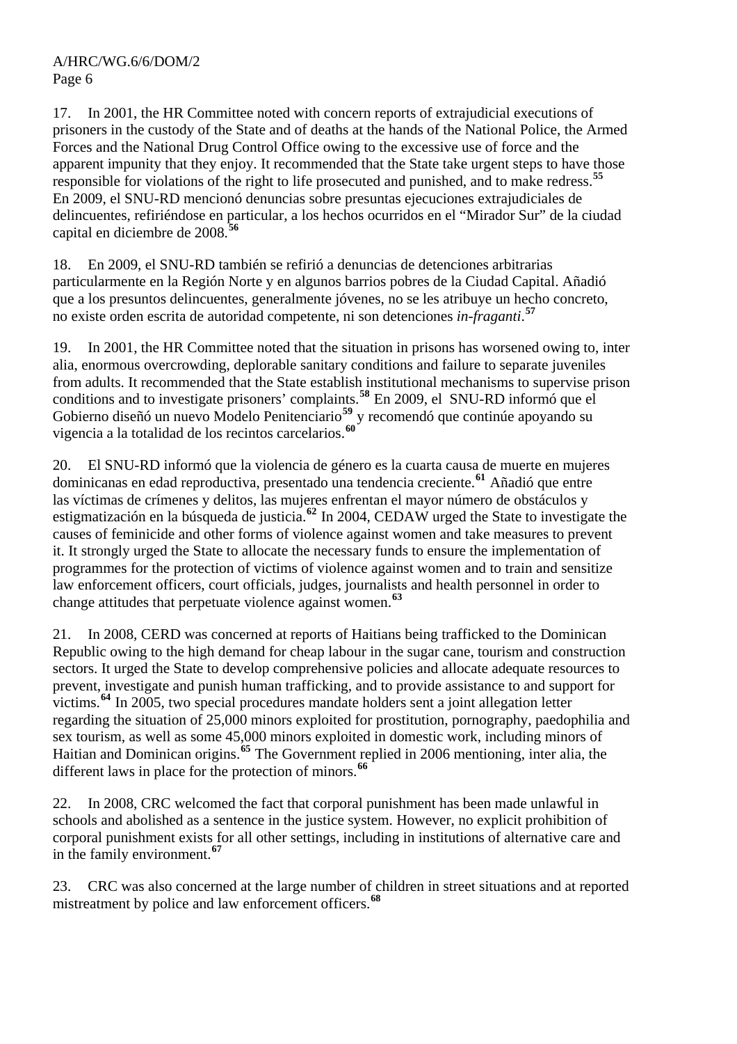17. In 2001, the HR Committee noted with concern reports of extrajudicial executions of prisoners in the custody of the State and of deaths at the hands of the National Police, the Armed Forces and the National Drug Control Office owing to the excessive use of force and the apparent impunity that they enjoy. It recommended that the State take urgent steps to have those responsible for violations of the right to life prosecuted and punished, and to make redress.[55] En 2009, el SNU-RD mencionó denuncias sobre presuntas ejecuciones extrajudiciales de delincuentes, refiriéndose en particular, a los hechos ocurridos en el "Mirador Sur" de la ciudad capital en diciembre de 2008.[56]

18. En 2009, el SNU-RD también se refirió a denuncias de detenciones arbitrarias particularmente en la Región Norte y en algunos barrios pobres de la Ciudad Capital. Añadió que a los presuntos delincuentes, generalmente jóvenes, no se les atribuye un hecho concreto, no existe orden escrita de autoridad competente, ni son detenciones *in-fraganti*.[57]

19. In 2001, the HR Committee noted that the situation in prisons has worsened owing to, inter alia, enormous overcrowding, deplorable sanitary conditions and failure to separate juveniles from adults. It recommended that the State establish institutional mechanisms to supervise prison conditions and to investigate prisoners' complaints.[58] En 2009, el SNU-RD informó que el Gobierno diseñó un nuevo Modelo Penitenciario[59] y recomendó que continúe apoyando su vigencia a la totalidad de los recintos carcelarios.[60]

20. El SNU-RD informó que la violencia de género es la cuarta causa de muerte en mujeres dominicanas en edad reproductiva, presentado una tendencia creciente.[61] Añadió que entre las víctimas de crímenes y delitos, las mujeres enfrentan el mayor número de obstáculos y estigmatización en la búsqueda de justicia.[62] In 2004, CEDAW urged the State to investigate the causes of feminicide and other forms of violence against women and take measures to prevent it. It strongly urged the State to allocate the necessary funds to ensure the implementation of programmes for the protection of victims of violence against women and to train and sensitize law enforcement officers, court officials, judges, journalists and health personnel in order to change attitudes that perpetuate violence against women.[63]

21. In 2008, CERD was concerned at reports of Haitians being trafficked to the Dominican Republic owing to the high demand for cheap labour in the sugar cane, tourism and construction sectors. It urged the State to develop comprehensive policies and allocate adequate resources to prevent, investigate and punish human trafficking, and to provide assistance to and support for victims.[64] In 2005, two special procedures mandate holders sent a joint allegation letter regarding the situation of 25,000 minors exploited for prostitution, pornography, paedophilia and sex tourism, as well as some 45,000 minors exploited in domestic work, including minors of Haitian and Dominican origins.[65] The Government replied in 2006 mentioning, inter alia, the different laws in place for the protection of minors.[66]

22. In 2008, CRC welcomed the fact that corporal punishment has been made unlawful in schools and abolished as a sentence in the justice system. However, no explicit prohibition of corporal punishment exists for all other settings, including in institutions of alternative care and in the family environment.[67]

23. CRC was also concerned at the large number of children in street situations and at reported mistreatment by police and law enforcement officers.[68]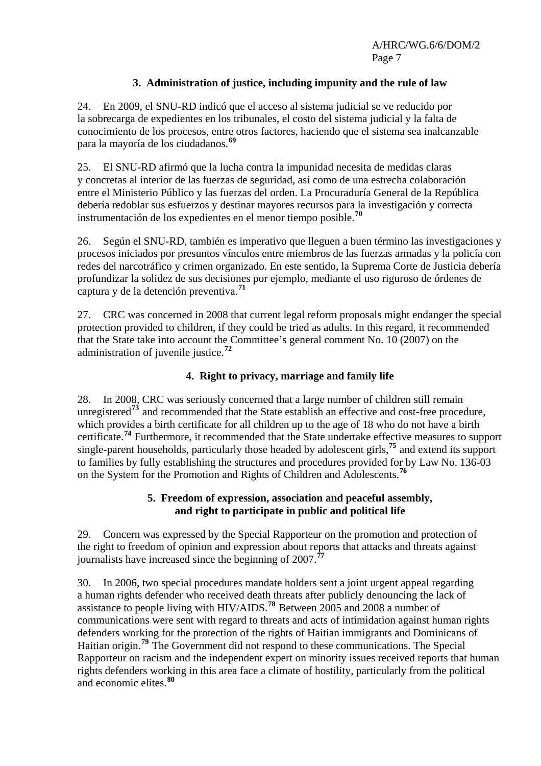### 3. Administration of justice, including impunity and the rule of law

24. En 2009, el SNU-RD indicó que el acceso al sistema judicial se ve reducido por la sobrecarga de expedientes en los tribunales, el costo del sistema judicial y la falta de conocimiento de los procesos, entre otros factores, haciendo que el sistema sea inalcanzable para la mayoría de los ciudadanos.[69]

25. El SNU-RD afirmó que la lucha contra la impunidad necesita de medidas claras y concretas al interior de las fuerzas de seguridad, así como de una estrecha colaboración entre el Ministerio Público y las fuerzas del orden. La Procuraduría General de la República debería redoblar sus esfuerzos y destinar mayores recursos para la investigación y correcta instrumentación de los expedientes en el menor tiempo posible.[70]

26. Según el SNU-RD, también es imperativo que lleguen a buen término las investigaciones y procesos iniciados por presuntos vínculos entre miembros de las fuerzas armadas y la policía con redes del narcotráfico y crimen organizado. En este sentido, la Suprema Corte de Justicia debería profundizar la solidez de sus decisiones por ejemplo, mediante el uso riguroso de órdenes de captura y de la detención preventiva.[71]

27. CRC was concerned in 2008 that current legal reform proposals might endanger the special protection provided to children, if they could be tried as adults. In this regard, it recommended that the State take into account the Committee's general comment No. 10 (2007) on the administration of juvenile justice.[72]

### 4. Right to privacy, marriage and family life

28. In 2008, CRC was seriously concerned that a large number of children still remain unregistered[73] and recommended that the State establish an effective and cost-free procedure, which provides a birth certificate for all children up to the age of 18 who do not have a birth certificate.[74] Furthermore, it recommended that the State undertake effective measures to support single-parent households, particularly those headed by adolescent girls,[75] and extend its support to families by fully establishing the structures and procedures provided for by Law No. 136-03 on the System for the Promotion and Rights of Children and Adolescents.[76]

### 5. Freedom of expression, association and peaceful assembly, and right to participate in public and political life

29. Concern was expressed by the Special Rapporteur on the promotion and protection of the right to freedom of opinion and expression about reports that attacks and threats against journalists have increased since the beginning of 2007.[77]

30. In 2006, two special procedures mandate holders sent a joint urgent appeal regarding a human rights defender who received death threats after publicly denouncing the lack of assistance to people living with HIV/AIDS.[78] Between 2005 and 2008 a number of communications were sent with regard to threats and acts of intimidation against human rights defenders working for the protection of the rights of Haitian immigrants and Dominicans of Haitian origin.[79] The Government did not respond to these communications. The Special Rapporteur on racism and the independent expert on minority issues received reports that human rights defenders working in this area face a climate of hostility, particularly from the political and economic elites.[80]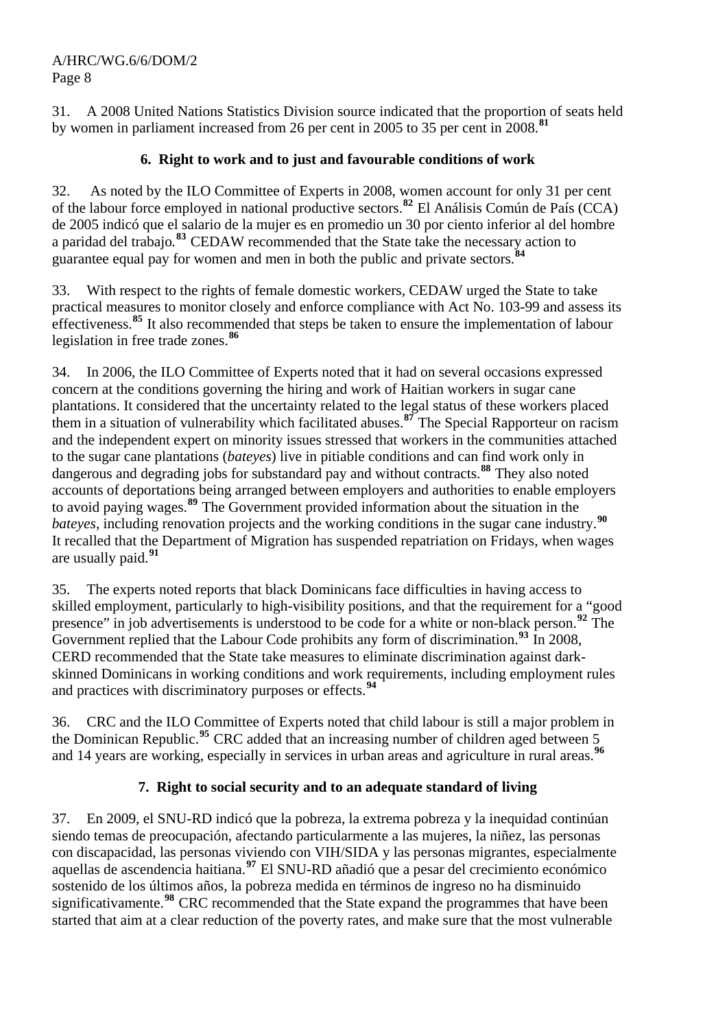31. A 2008 United Nations Statistics Division source indicated that the proportion of seats held by women in parliament increased from 26 per cent in 2005 to 35 per cent in 2008.[81]

### 6. Right to work and to just and favourable conditions of work

32. As noted by the ILO Committee of Experts in 2008, women account for only 31 per cent of the labour force employed in national productive sectors.[82] El Análisis Común de País (CCA) de 2005 indicó que el salario de la mujer es en promedio un 30 por ciento inferior al del hombre a paridad del trabajo.[83] CEDAW recommended that the State take the necessary action to guarantee equal pay for women and men in both the public and private sectors.[84]

33. With respect to the rights of female domestic workers, CEDAW urged the State to take practical measures to monitor closely and enforce compliance with Act No. 103-99 and assess its effectiveness.[85] It also recommended that steps be taken to ensure the implementation of labour legislation in free trade zones.[86]

34. In 2006, the ILO Committee of Experts noted that it had on several occasions expressed concern at the conditions governing the hiring and work of Haitian workers in sugar cane plantations. It considered that the uncertainty related to the legal status of these workers placed them in a situation of vulnerability which facilitated abuses.[87] The Special Rapporteur on racism and the independent expert on minority issues stressed that workers in the communities attached to the sugar cane plantations (*bateyes*) live in pitiable conditions and can find work only in dangerous and degrading jobs for substandard pay and without contracts.[88] They also noted accounts of deportations being arranged between employers and authorities to enable employers to avoid paying wages.[89] The Government provided information about the situation in the *bateyes*, including renovation projects and the working conditions in the sugar cane industry.[90] It recalled that the Department of Migration has suspended repatriation on Fridays, when wages are usually paid.[91]

35. The experts noted reports that black Dominicans face difficulties in having access to skilled employment, particularly to high-visibility positions, and that the requirement for a "good presence" in job advertisements is understood to be code for a white or non-black person.[92] The Government replied that the Labour Code prohibits any form of discrimination.[93] In 2008, CERD recommended that the State take measures to eliminate discrimination against dark-skinned Dominicans in working conditions and work requirements, including employment rules and practices with discriminatory purposes or effects.[94]

36. CRC and the ILO Committee of Experts noted that child labour is still a major problem in the Dominican Republic.[95] CRC added that an increasing number of children aged between 5 and 14 years are working, especially in services in urban areas and agriculture in rural areas.[96]

### 7. Right to social security and to an adequate standard of living

37. En 2009, el SNU-RD indicó que la pobreza, la extrema pobreza y la inequidad continúan siendo temas de preocupación, afectando particularmente a las mujeres, la niñez, las personas con discapacidad, las personas viviendo con VIH/SIDA y las personas migrantes, especialmente aquellas de ascendencia haitiana.[97] El SNU-RD añadió que a pesar del crecimiento económico sostenido de los últimos años, la pobreza medida en términos de ingreso no ha disminuido significativamente.[98] CRC recommended that the State expand the programmes that have been started that aim at a clear reduction of the poverty rates, and make sure that the most vulnerable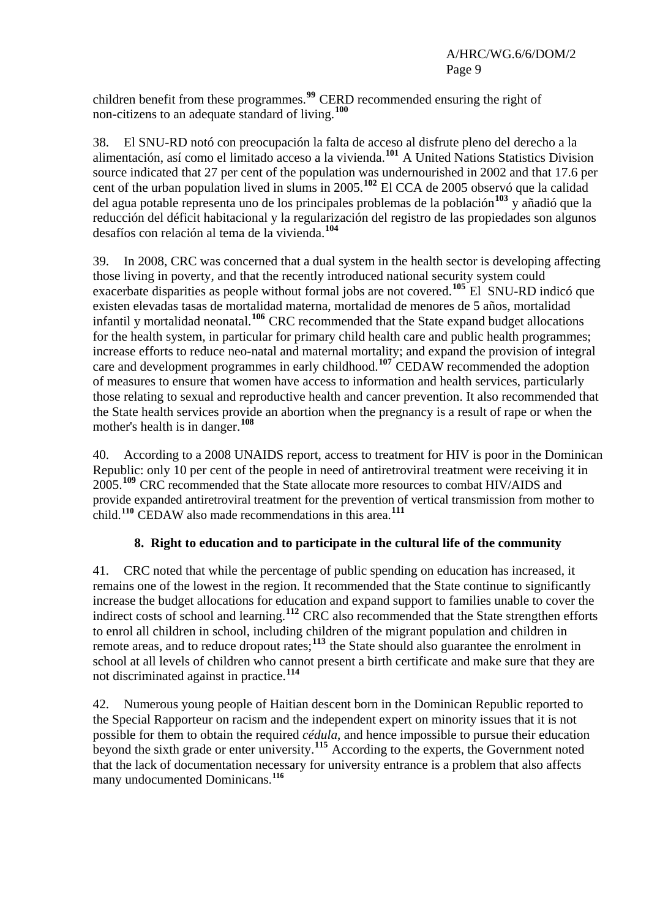children benefit from these programmes.[99] CERD recommended ensuring the right of non-citizens to an adequate standard of living.[100]

38. El SNU-RD notó con preocupación la falta de acceso al disfrute pleno del derecho a la alimentación, así como el limitado acceso a la vivienda.[101] A United Nations Statistics Division source indicated that 27 per cent of the population was undernourished in 2002 and that 17.6 per cent of the urban population lived in slums in 2005.[102] El CCA de 2005 observó que la calidad del agua potable representa uno de los principales problemas de la población[103] y añadió que la reducción del déficit habitacional y la regularización del registro de las propiedades son algunos desafíos con relación al tema de la vivienda.[104]

39. In 2008, CRC was concerned that a dual system in the health sector is developing affecting those living in poverty, and that the recently introduced national security system could exacerbate disparities as people without formal jobs are not covered.[105] El SNU-RD indicó que existen elevadas tasas de mortalidad materna, mortalidad de menores de 5 años, mortalidad infantil y mortalidad neonatal.[106] CRC recommended that the State expand budget allocations for the health system, in particular for primary child health care and public health programmes; increase efforts to reduce neo-natal and maternal mortality; and expand the provision of integral care and development programmes in early childhood.[107] CEDAW recommended the adoption of measures to ensure that women have access to information and health services, particularly those relating to sexual and reproductive health and cancer prevention. It also recommended that the State health services provide an abortion when the pregnancy is a result of rape or when the mother's health is in danger.[108]

40. According to a 2008 UNAIDS report, access to treatment for HIV is poor in the Dominican Republic: only 10 per cent of the people in need of antiretroviral treatment were receiving it in 2005.[109] CRC recommended that the State allocate more resources to combat HIV/AIDS and provide expanded antiretroviral treatment for the prevention of vertical transmission from mother to child.[110] CEDAW also made recommendations in this area.[111]

### 8. Right to education and to participate in the cultural life of the community

41. CRC noted that while the percentage of public spending on education has increased, it remains one of the lowest in the region. It recommended that the State continue to significantly increase the budget allocations for education and expand support to families unable to cover the indirect costs of school and learning.[112] CRC also recommended that the State strengthen efforts to enrol all children in school, including children of the migrant population and children in remote areas, and to reduce dropout rates;[113] the State should also guarantee the enrolment in school at all levels of children who cannot present a birth certificate and make sure that they are not discriminated against in practice.[114]

42. Numerous young people of Haitian descent born in the Dominican Republic reported to the Special Rapporteur on racism and the independent expert on minority issues that it is not possible for them to obtain the required *cédula*, and hence impossible to pursue their education beyond the sixth grade or enter university.[115] According to the experts, the Government noted that the lack of documentation necessary for university entrance is a problem that also affects many undocumented Dominicans.[116]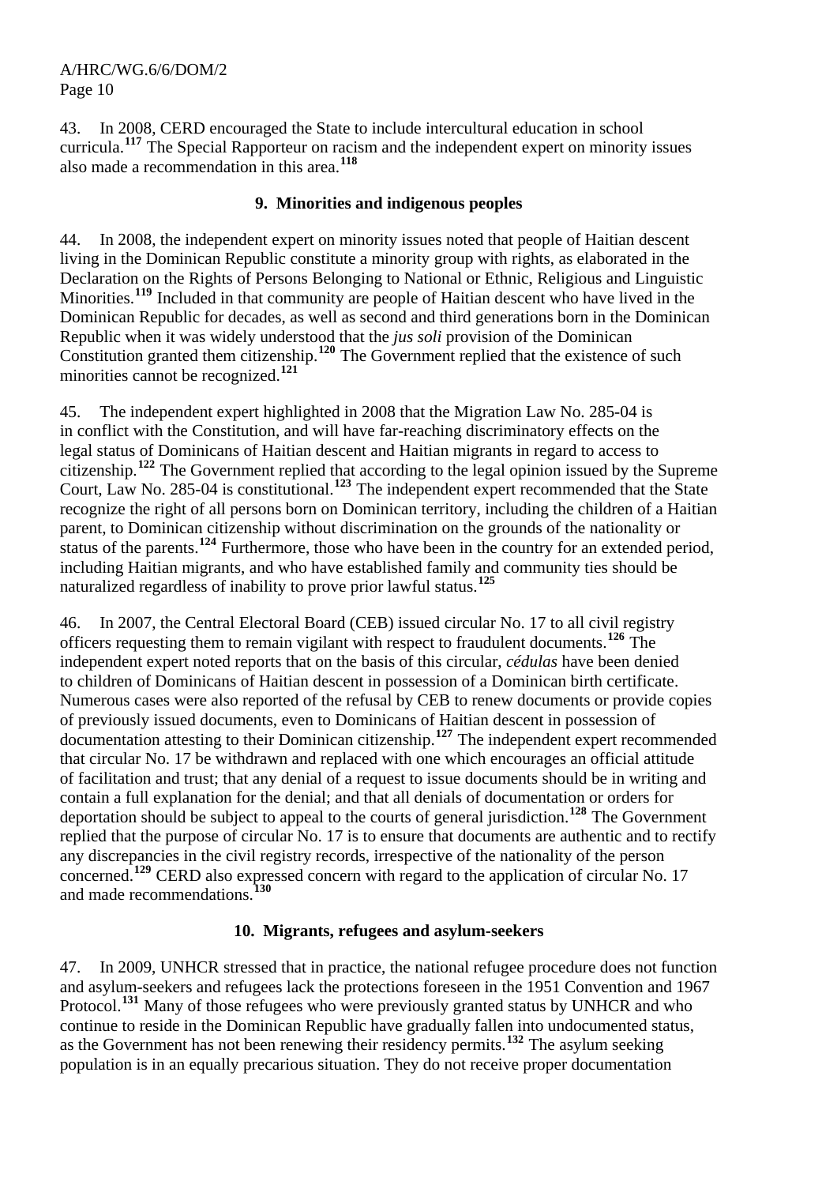43. In 2008, CERD encouraged the State to include intercultural education in school curricula.[117] The Special Rapporteur on racism and the independent expert on minority issues also made a recommendation in this area.[118]

### 9. Minorities and indigenous peoples

44. In 2008, the independent expert on minority issues noted that people of Haitian descent living in the Dominican Republic constitute a minority group with rights, as elaborated in the Declaration on the Rights of Persons Belonging to National or Ethnic, Religious and Linguistic Minorities.[119] Included in that community are people of Haitian descent who have lived in the Dominican Republic for decades, as well as second and third generations born in the Dominican Republic when it was widely understood that the *jus soli* provision of the Dominican Constitution granted them citizenship.[120] The Government replied that the existence of such minorities cannot be recognized.[121]

45. The independent expert highlighted in 2008 that the Migration Law No. 285-04 is in conflict with the Constitution, and will have far-reaching discriminatory effects on the legal status of Dominicans of Haitian descent and Haitian migrants in regard to access to citizenship.[122] The Government replied that according to the legal opinion issued by the Supreme Court, Law No. 285-04 is constitutional.[123] The independent expert recommended that the State recognize the right of all persons born on Dominican territory, including the children of a Haitian parent, to Dominican citizenship without discrimination on the grounds of the nationality or status of the parents.[124] Furthermore, those who have been in the country for an extended period, including Haitian migrants, and who have established family and community ties should be naturalized regardless of inability to prove prior lawful status.[125]

46. In 2007, the Central Electoral Board (CEB) issued circular No. 17 to all civil registry officers requesting them to remain vigilant with respect to fraudulent documents.[126] The independent expert noted reports that on the basis of this circular, *cédulas* have been denied to children of Dominicans of Haitian descent in possession of a Dominican birth certificate. Numerous cases were also reported of the refusal by CEB to renew documents or provide copies of previously issued documents, even to Dominicans of Haitian descent in possession of documentation attesting to their Dominican citizenship.[127] The independent expert recommended that circular No. 17 be withdrawn and replaced with one which encourages an official attitude of facilitation and trust; that any denial of a request to issue documents should be in writing and contain a full explanation for the denial; and that all denials of documentation or orders for deportation should be subject to appeal to the courts of general jurisdiction.[128] The Government replied that the purpose of circular No. 17 is to ensure that documents are authentic and to rectify any discrepancies in the civil registry records, irrespective of the nationality of the person concerned.[129] CERD also expressed concern with regard to the application of circular No. 17 and made recommendations.[130]

### 10. Migrants, refugees and asylum-seekers

47. In 2009, UNHCR stressed that in practice, the national refugee procedure does not function and asylum-seekers and refugees lack the protections foreseen in the 1951 Convention and 1967 Protocol.[131] Many of those refugees who were previously granted status by UNHCR and who continue to reside in the Dominican Republic have gradually fallen into undocumented status, as the Government has not been renewing their residency permits.[132] The asylum seeking population is in an equally precarious situation. They do not receive proper documentation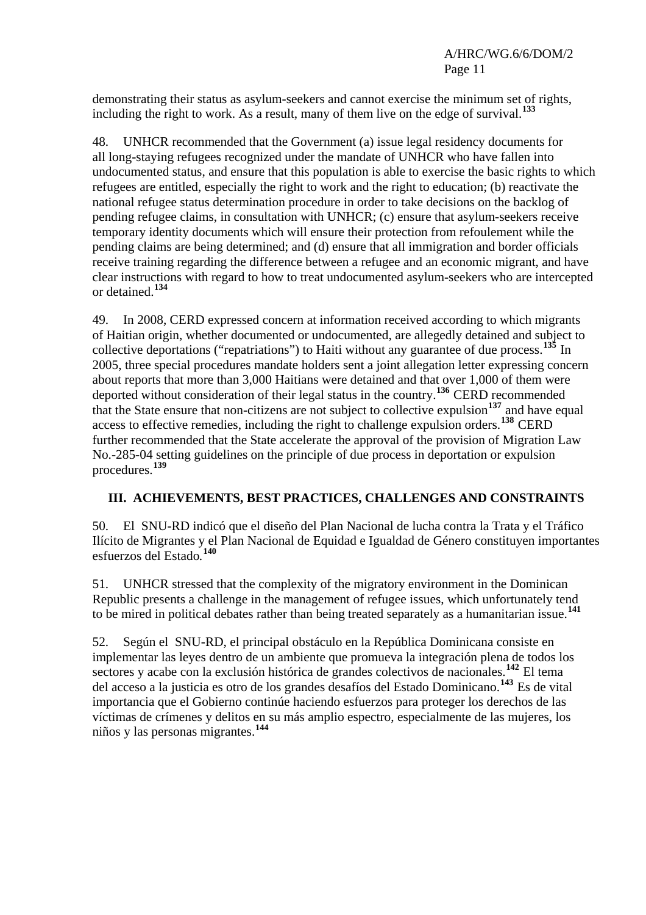demonstrating their status as asylum-seekers and cannot exercise the minimum set of rights, including the right to work. As a result, many of them live on the edge of survival.[133]

48. UNHCR recommended that the Government (a) issue legal residency documents for all long-staying refugees recognized under the mandate of UNHCR who have fallen into undocumented status, and ensure that this population is able to exercise the basic rights to which refugees are entitled, especially the right to work and the right to education; (b) reactivate the national refugee status determination procedure in order to take decisions on the backlog of pending refugee claims, in consultation with UNHCR; (c) ensure that asylum-seekers receive temporary identity documents which will ensure their protection from refoulement while the pending claims are being determined; and (d) ensure that all immigration and border officials receive training regarding the difference between a refugee and an economic migrant, and have clear instructions with regard to how to treat undocumented asylum-seekers who are intercepted or detained.[134]

49. In 2008, CERD expressed concern at information received according to which migrants of Haitian origin, whether documented or undocumented, are allegedly detained and subject to collective deportations ("repatriations") to Haiti without any guarantee of due process.[135] In 2005, three special procedures mandate holders sent a joint allegation letter expressing concern about reports that more than 3,000 Haitians were detained and that over 1,000 of them were deported without consideration of their legal status in the country.[136] CERD recommended that the State ensure that non-citizens are not subject to collective expulsion[137] and have equal access to effective remedies, including the right to challenge expulsion orders.[138] CERD further recommended that the State accelerate the approval of the provision of Migration Law No.-285-04 setting guidelines on the principle of due process in deportation or expulsion procedures.[139]

## III. ACHIEVEMENTS, BEST PRACTICES, CHALLENGES AND CONSTRAINTS

50. El SNU-RD indicó que el diseño del Plan Nacional de lucha contra la Trata y el Tráfico Ilícito de Migrantes y el Plan Nacional de Equidad e Igualdad de Género constituyen importantes esfuerzos del Estado.[140]

51. UNHCR stressed that the complexity of the migratory environment in the Dominican Republic presents a challenge in the management of refugee issues, which unfortunately tend to be mired in political debates rather than being treated separately as a humanitarian issue.[141]

52. Según el SNU-RD, el principal obstáculo en la República Dominicana consiste en implementar las leyes dentro de un ambiente que promueva la integración plena de todos los sectores y acabe con la exclusión histórica de grandes colectivos de nacionales.[142] El tema del acceso a la justicia es otro de los grandes desafíos del Estado Dominicano.[143] Es de vital importancia que el Gobierno continúe haciendo esfuerzos para proteger los derechos de las víctimas de crímenes y delitos en su más amplio espectro, especialmente de las mujeres, los niños y las personas migrantes.[144]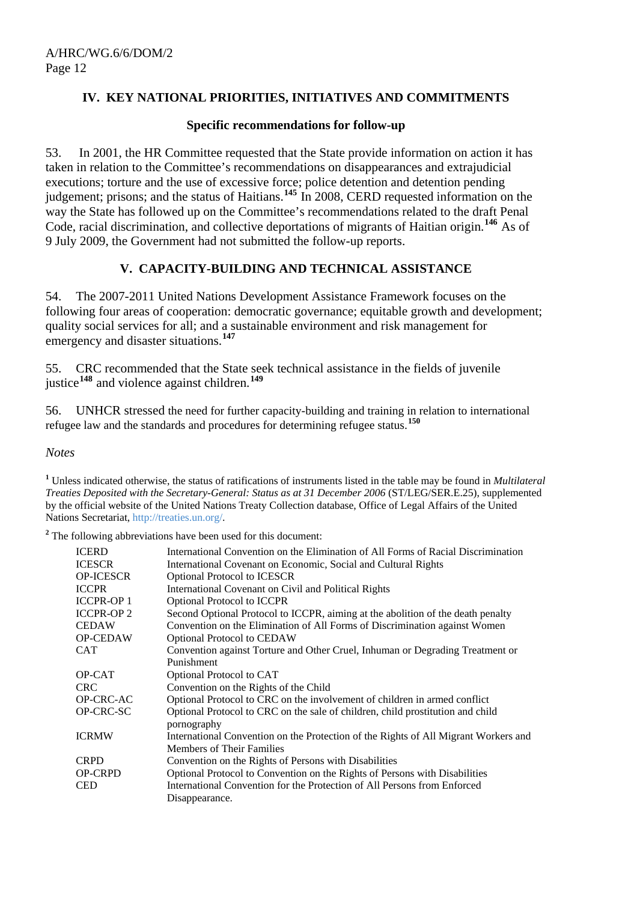## IV. KEY NATIONAL PRIORITIES, INITIATIVES AND COMMITMENTS

### Specific recommendations for follow-up

53. In 2001, the HR Committee requested that the State provide information on action it has taken in relation to the Committee's recommendations on disappearances and extrajudicial executions; torture and the use of excessive force; police detention and detention pending judgement; prisons; and the status of Haitians.[145] In 2008, CERD requested information on the way the State has followed up on the Committee's recommendations related to the draft Penal Code, racial discrimination, and collective deportations of migrants of Haitian origin.[146] As of 9 July 2009, the Government had not submitted the follow-up reports.

## V. CAPACITY-BUILDING AND TECHNICAL ASSISTANCE

54. The 2007-2011 United Nations Development Assistance Framework focuses on the following four areas of cooperation: democratic governance; equitable growth and development; quality social services for all; and a sustainable environment and risk management for emergency and disaster situations.[147]

55. CRC recommended that the State seek technical assistance in the fields of juvenile justice[148] and violence against children.[149]

56. UNHCR stressed the need for further capacity-building and training in relation to international refugee law and the standards and procedures for determining refugee status.[150]

*Notes*

[1] Unless indicated otherwise, the status of ratifications of instruments listed in the table may be found in *Multilateral Treaties Deposited with the Secretary-General: Status as at 31 December 2006* (ST/LEG/SER.E.25), supplemented by the official website of the United Nations Treaty Collection database, Office of Legal Affairs of the United Nations Secretariat, http://treaties.un.org/.

[2] The following abbreviations have been used for this document:

| | |
|---|---|
| ICERD | International Convention on the Elimination of All Forms of Racial Discrimination |
| ICESCR | International Covenant on Economic, Social and Cultural Rights |
| OP-ICESCR | Optional Protocol to ICESCR |
| ICCPR | International Covenant on Civil and Political Rights |
| ICCPR-OP 1 | Optional Protocol to ICCPR |
| ICCPR-OP 2 | Second Optional Protocol to ICCPR, aiming at the abolition of the death penalty |
| CEDAW | Convention on the Elimination of All Forms of Discrimination against Women |
| OP-CEDAW | Optional Protocol to CEDAW |
| CAT | Convention against Torture and Other Cruel, Inhuman or Degrading Treatment or Punishment |
| OP-CAT | Optional Protocol to CAT |
| CRC | Convention on the Rights of the Child |
| OP-CRC-AC | Optional Protocol to CRC on the involvement of children in armed conflict |
| OP-CRC-SC | Optional Protocol to CRC on the sale of children, child prostitution and child pornography |
| ICRMW | International Convention on the Protection of the Rights of All Migrant Workers and Members of Their Families |
| CRPD | Convention on the Rights of Persons with Disabilities |
| OP-CRPD | Optional Protocol to Convention on the Rights of Persons with Disabilities |
| CED | International Convention for the Protection of All Persons from Enforced Disappearance. |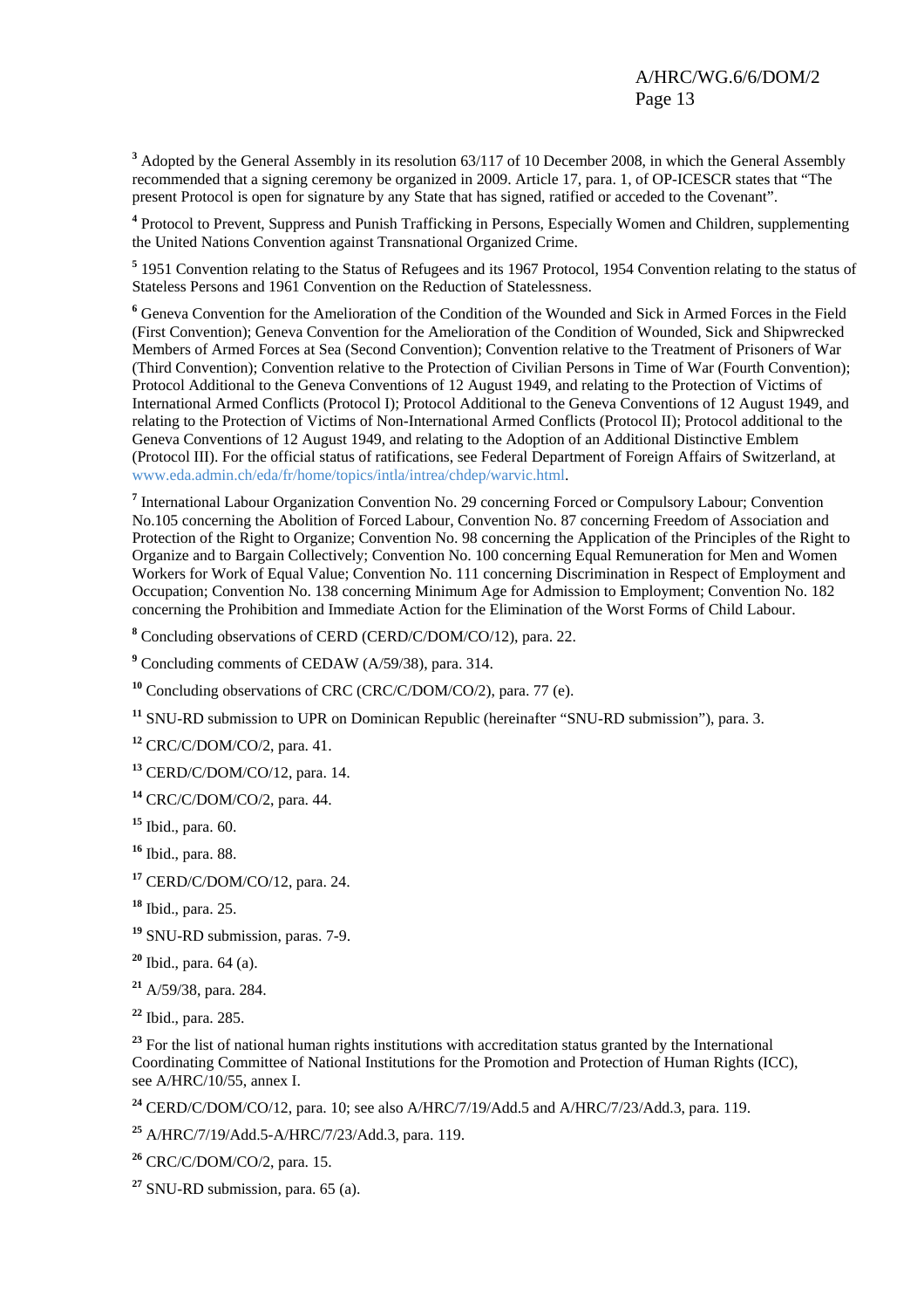[3] Adopted by the General Assembly in its resolution 63/117 of 10 December 2008, in which the General Assembly recommended that a signing ceremony be organized in 2009. Article 17, para. 1, of OP-ICESCR states that "The present Protocol is open for signature by any State that has signed, ratified or acceded to the Covenant".

[4] Protocol to Prevent, Suppress and Punish Trafficking in Persons, Especially Women and Children, supplementing the United Nations Convention against Transnational Organized Crime.

[5] 1951 Convention relating to the Status of Refugees and its 1967 Protocol, 1954 Convention relating to the status of Stateless Persons and 1961 Convention on the Reduction of Statelessness.

[6] Geneva Convention for the Amelioration of the Condition of the Wounded and Sick in Armed Forces in the Field (First Convention); Geneva Convention for the Amelioration of the Condition of Wounded, Sick and Shipwrecked Members of Armed Forces at Sea (Second Convention); Convention relative to the Treatment of Prisoners of War (Third Convention); Convention relative to the Protection of Civilian Persons in Time of War (Fourth Convention); Protocol Additional to the Geneva Conventions of 12 August 1949, and relating to the Protection of Victims of International Armed Conflicts (Protocol I); Protocol Additional to the Geneva Conventions of 12 August 1949, and relating to the Protection of Victims of Non-International Armed Conflicts (Protocol II); Protocol additional to the Geneva Conventions of 12 August 1949, and relating to the Adoption of an Additional Distinctive Emblem (Protocol III). For the official status of ratifications, see Federal Department of Foreign Affairs of Switzerland, at www.eda.admin.ch/eda/fr/home/topics/intla/intrea/chdep/warvic.html.

[7] International Labour Organization Convention No. 29 concerning Forced or Compulsory Labour; Convention No.105 concerning the Abolition of Forced Labour, Convention No. 87 concerning Freedom of Association and Protection of the Right to Organize; Convention No. 98 concerning the Application of the Principles of the Right to Organize and to Bargain Collectively; Convention No. 100 concerning Equal Remuneration for Men and Women Workers for Work of Equal Value; Convention No. 111 concerning Discrimination in Respect of Employment and Occupation; Convention No. 138 concerning Minimum Age for Admission to Employment; Convention No. 182 concerning the Prohibition and Immediate Action for the Elimination of the Worst Forms of Child Labour.

[8] Concluding observations of CERD (CERD/C/DOM/CO/12), para. 22.

[9] Concluding comments of CEDAW (A/59/38), para. 314.

[10] Concluding observations of CRC (CRC/C/DOM/CO/2), para. 77 (e).

[11] SNU-RD submission to UPR on Dominican Republic (hereinafter "SNU-RD submission"), para. 3.

[12] CRC/C/DOM/CO/2, para. 41.

[13] CERD/C/DOM/CO/12, para. 14.

[14] CRC/C/DOM/CO/2, para. 44.

[15] Ibid., para. 60.

[16] Ibid., para. 88.

[17] CERD/C/DOM/CO/12, para. 24.

[18] Ibid., para. 25.

[19] SNU-RD submission, paras. 7-9.

[20] Ibid., para. 64 (a).

[21] A/59/38, para. 284.

[22] Ibid., para. 285.

[23] For the list of national human rights institutions with accreditation status granted by the International Coordinating Committee of National Institutions for the Promotion and Protection of Human Rights (ICC), see A/HRC/10/55, annex I.

[24] CERD/C/DOM/CO/12, para. 10; see also A/HRC/7/19/Add.5 and A/HRC/7/23/Add.3, para. 119.

[25] A/HRC/7/19/Add.5-A/HRC/7/23/Add.3, para. 119.

[26] CRC/C/DOM/CO/2, para. 15.

[27] SNU-RD submission, para. 65 (a).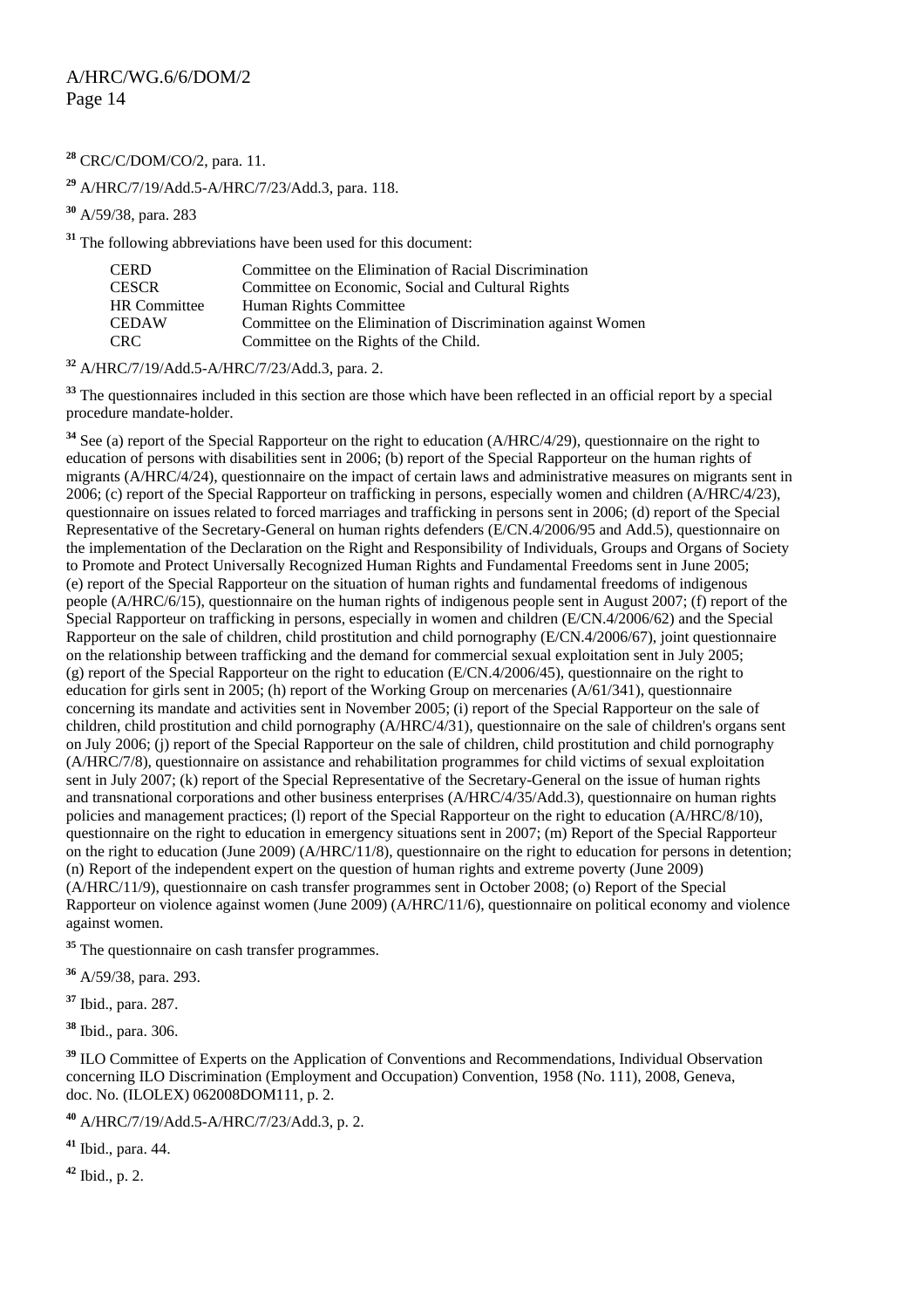[28] CRC/C/DOM/CO/2, para. 11.

[29] A/HRC/7/19/Add.5-A/HRC/7/23/Add.3, para. 118.

[30] A/59/38, para. 283

[31] The following abbreviations have been used for this document:

| | |
|---|---|
| CERD | Committee on the Elimination of Racial Discrimination |
| CESCR | Committee on Economic, Social and Cultural Rights |
| HR Committee | Human Rights Committee |
| CEDAW | Committee on the Elimination of Discrimination against Women |
| CRC | Committee on the Rights of the Child. |

[32] A/HRC/7/19/Add.5-A/HRC/7/23/Add.3, para. 2.

[33] The questionnaires included in this section are those which have been reflected in an official report by a special procedure mandate-holder.

[34] See (a) report of the Special Rapporteur on the right to education (A/HRC/4/29), questionnaire on the right to education of persons with disabilities sent in 2006; (b) report of the Special Rapporteur on the human rights of migrants (A/HRC/4/24), questionnaire on the impact of certain laws and administrative measures on migrants sent in 2006; (c) report of the Special Rapporteur on trafficking in persons, especially women and children (A/HRC/4/23), questionnaire on issues related to forced marriages and trafficking in persons sent in 2006; (d) report of the Special Representative of the Secretary-General on human rights defenders (E/CN.4/2006/95 and Add.5), questionnaire on the implementation of the Declaration on the Right and Responsibility of Individuals, Groups and Organs of Society to Promote and Protect Universally Recognized Human Rights and Fundamental Freedoms sent in June 2005; (e) report of the Special Rapporteur on the situation of human rights and fundamental freedoms of indigenous people (A/HRC/6/15), questionnaire on the human rights of indigenous people sent in August 2007; (f) report of the Special Rapporteur on trafficking in persons, especially in women and children (E/CN.4/2006/62) and the Special Rapporteur on the sale of children, child prostitution and child pornography (E/CN.4/2006/67), joint questionnaire on the relationship between trafficking and the demand for commercial sexual exploitation sent in July 2005; (g) report of the Special Rapporteur on the right to education (E/CN.4/2006/45), questionnaire on the right to education for girls sent in 2005; (h) report of the Working Group on mercenaries (A/61/341), questionnaire concerning its mandate and activities sent in November 2005; (i) report of the Special Rapporteur on the sale of children, child prostitution and child pornography (A/HRC/4/31), questionnaire on the sale of children's organs sent on July 2006; (j) report of the Special Rapporteur on the sale of children, child prostitution and child pornography (A/HRC/7/8), questionnaire on assistance and rehabilitation programmes for child victims of sexual exploitation sent in July 2007; (k) report of the Special Representative of the Secretary-General on the issue of human rights and transnational corporations and other business enterprises (A/HRC/4/35/Add.3), questionnaire on human rights policies and management practices; (l) report of the Special Rapporteur on the right to education (A/HRC/8/10), questionnaire on the right to education in emergency situations sent in 2007; (m) Report of the Special Rapporteur on the right to education (June 2009) (A/HRC/11/8), questionnaire on the right to education for persons in detention; (n) Report of the independent expert on the question of human rights and extreme poverty (June 2009) (A/HRC/11/9), questionnaire on cash transfer programmes sent in October 2008; (o) Report of the Special Rapporteur on violence against women (June 2009) (A/HRC/11/6), questionnaire on political economy and violence against women.

[35] The questionnaire on cash transfer programmes.

[36] A/59/38, para. 293.

[37] Ibid., para. 287.

[38] Ibid., para. 306.

[39] ILO Committee of Experts on the Application of Conventions and Recommendations, Individual Observation concerning ILO Discrimination (Employment and Occupation) Convention, 1958 (No. 111), 2008, Geneva, doc. No. (ILOLEX) 062008DOM111, p. 2.

[40] A/HRC/7/19/Add.5-A/HRC/7/23/Add.3, p. 2.

[41] Ibid., para. 44.

[42] Ibid., p. 2.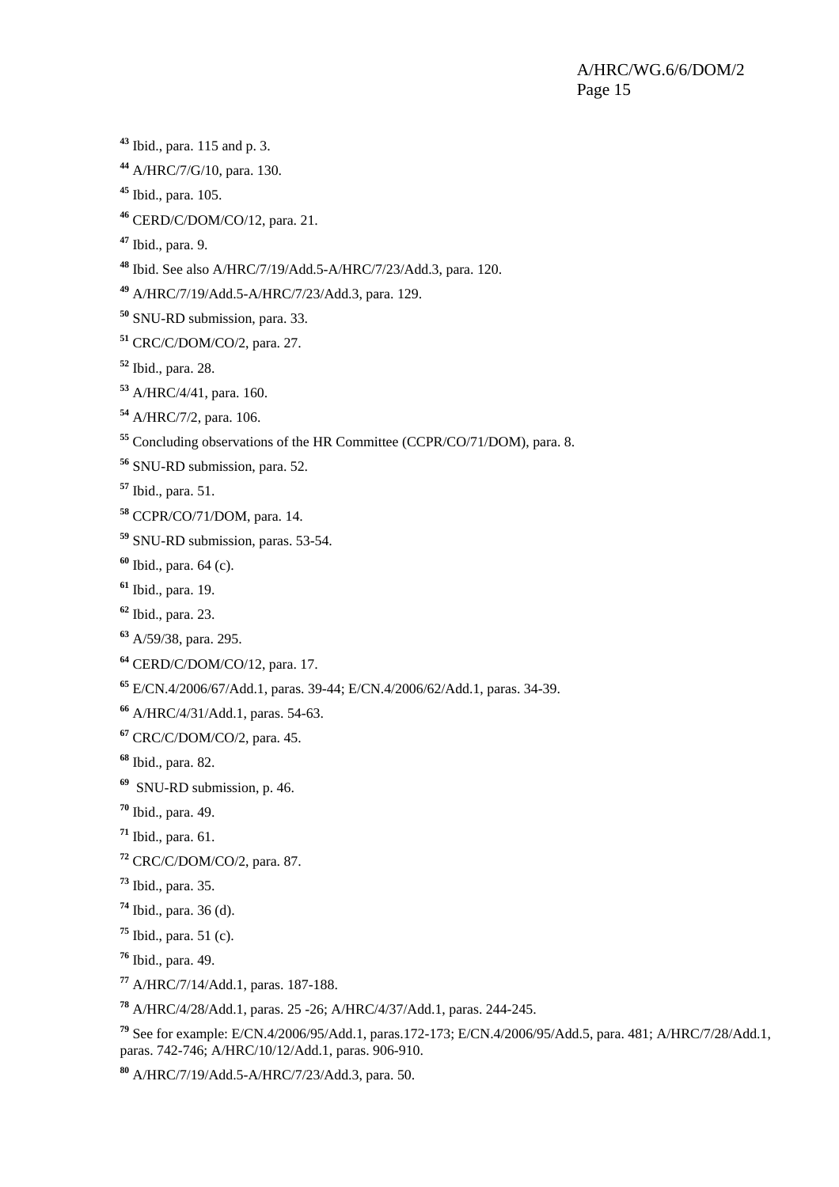[43] Ibid., para. 115 and p. 3.

[44] A/HRC/7/G/10, para. 130.

[45] Ibid., para. 105.

[46] CERD/C/DOM/CO/12, para. 21.

[47] Ibid., para. 9.

[48] Ibid. See also A/HRC/7/19/Add.5-A/HRC/7/23/Add.3, para. 120.

[49] A/HRC/7/19/Add.5-A/HRC/7/23/Add.3, para. 129.

[50] SNU-RD submission, para. 33.

[51] CRC/C/DOM/CO/2, para. 27.

[52] Ibid., para. 28.

[53] A/HRC/4/41, para. 160.

[54] A/HRC/7/2, para. 106.

[55] Concluding observations of the HR Committee (CCPR/CO/71/DOM), para. 8.

[56] SNU-RD submission, para. 52.

[57] Ibid., para. 51.

[58] CCPR/CO/71/DOM, para. 14.

[59] SNU-RD submission, paras. 53-54.

[60] Ibid., para. 64 (c).

[61] Ibid., para. 19.

[62] Ibid., para. 23.

[63] A/59/38, para. 295.

[64] CERD/C/DOM/CO/12, para. 17.

[65] E/CN.4/2006/67/Add.1, paras. 39-44; E/CN.4/2006/62/Add.1, paras. 34-39.

[66] A/HRC/4/31/Add.1, paras. 54-63.

[67] CRC/C/DOM/CO/2, para. 45.

[68] Ibid., para. 82.

[69] SNU-RD submission, p. 46.

[70] Ibid., para. 49.

[71] Ibid., para. 61.

[72] CRC/C/DOM/CO/2, para. 87.

[73] Ibid., para. 35.

[74] Ibid., para. 36 (d).

[75] Ibid., para. 51 (c).

[76] Ibid., para. 49.

[77] A/HRC/7/14/Add.1, paras. 187-188.

[78] A/HRC/4/28/Add.1, paras. 25 -26; A/HRC/4/37/Add.1, paras. 244-245.

[79] See for example: E/CN.4/2006/95/Add.1, paras.172-173; E/CN.4/2006/95/Add.5, para. 481; A/HRC/7/28/Add.1, paras. 742-746; A/HRC/10/12/Add.1, paras. 906-910.

[80] A/HRC/7/19/Add.5-A/HRC/7/23/Add.3, para. 50.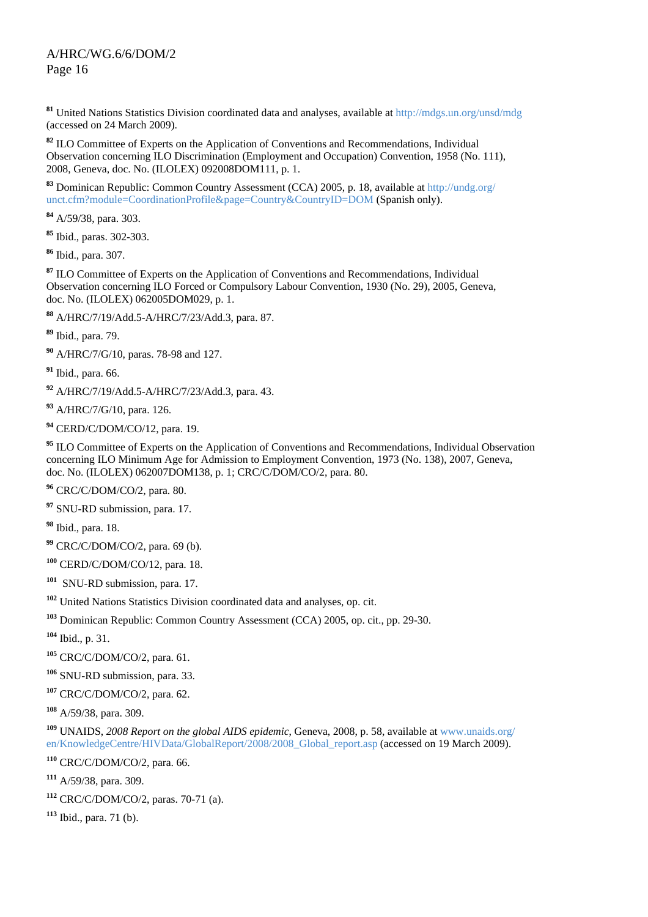[81] United Nations Statistics Division coordinated data and analyses, available at http://mdgs.un.org/unsd/mdg (accessed on 24 March 2009).

[82] ILO Committee of Experts on the Application of Conventions and Recommendations, Individual Observation concerning ILO Discrimination (Employment and Occupation) Convention, 1958 (No. 111), 2008, Geneva, doc. No. (ILOLEX) 092008DOM111, p. 1.

[83] Dominican Republic: Common Country Assessment (CCA) 2005, p. 18, available at http://undg.org/unct.cfm?module=CoordinationProfile&page=Country&CountryID=DOM (Spanish only).

[84] A/59/38, para. 303.

[85] Ibid., paras. 302-303.

[86] Ibid., para. 307.

[87] ILO Committee of Experts on the Application of Conventions and Recommendations, Individual Observation concerning ILO Forced or Compulsory Labour Convention, 1930 (No. 29), 2005, Geneva, doc. No. (ILOLEX) 062005DOM029, p. 1.

[88] A/HRC/7/19/Add.5-A/HRC/7/23/Add.3, para. 87.

[89] Ibid., para. 79.

[90] A/HRC/7/G/10, paras. 78-98 and 127.

[91] Ibid., para. 66.

[92] A/HRC/7/19/Add.5-A/HRC/7/23/Add.3, para. 43.

[93] A/HRC/7/G/10, para. 126.

[94] CERD/C/DOM/CO/12, para. 19.

[95] ILO Committee of Experts on the Application of Conventions and Recommendations, Individual Observation concerning ILO Minimum Age for Admission to Employment Convention, 1973 (No. 138), 2007, Geneva, doc. No. (ILOLEX) 062007DOM138, p. 1; CRC/C/DOM/CO/2, para. 80.

[96] CRC/C/DOM/CO/2, para. 80.

[97] SNU-RD submission, para. 17.

[98] Ibid., para. 18.

[99] CRC/C/DOM/CO/2, para. 69 (b).

[100] CERD/C/DOM/CO/12, para. 18.

[101] SNU-RD submission, para. 17.

[102] United Nations Statistics Division coordinated data and analyses, op. cit.

[103] Dominican Republic: Common Country Assessment (CCA) 2005, op. cit., pp. 29-30.

[104] Ibid., p. 31.

[105] CRC/C/DOM/CO/2, para. 61.

[106] SNU-RD submission, para. 33.

[107] CRC/C/DOM/CO/2, para. 62.

[108] A/59/38, para. 309.

[109] UNAIDS, *2008 Report on the global AIDS epidemic*, Geneva, 2008, p. 58, available at www.unaids.org/en/KnowledgeCentre/HIVData/GlobalReport/2008/2008_Global_report.asp (accessed on 19 March 2009).

[110] CRC/C/DOM/CO/2, para. 66.

[111] A/59/38, para. 309.

[112] CRC/C/DOM/CO/2, paras. 70-71 (a).

[113] Ibid., para. 71 (b).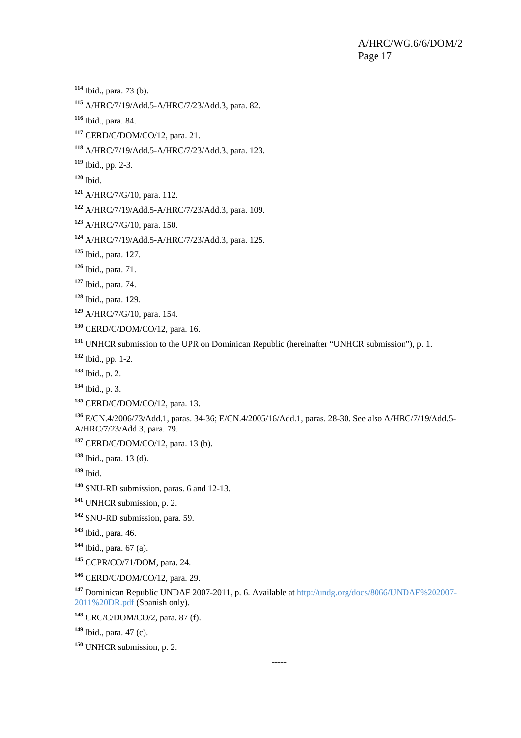[114] Ibid., para. 73 (b).

[115] A/HRC/7/19/Add.5-A/HRC/7/23/Add.3, para. 82.

[116] Ibid., para. 84.

[117] CERD/C/DOM/CO/12, para. 21.

[118] A/HRC/7/19/Add.5-A/HRC/7/23/Add.3, para. 123.

[119] Ibid., pp. 2-3.

[120] Ibid.

[121] A/HRC/7/G/10, para. 112.

[122] A/HRC/7/19/Add.5-A/HRC/7/23/Add.3, para. 109.

[123] A/HRC/7/G/10, para. 150.

[124] A/HRC/7/19/Add.5-A/HRC/7/23/Add.3, para. 125.

[125] Ibid., para. 127.

[126] Ibid., para. 71.

[127] Ibid., para. 74.

[128] Ibid., para. 129.

[129] A/HRC/7/G/10, para. 154.

[130] CERD/C/DOM/CO/12, para. 16.

[131] UNHCR submission to the UPR on Dominican Republic (hereinafter "UNHCR submission"), p. 1.

[132] Ibid., pp. 1-2.

[133] Ibid., p. 2.

[134] Ibid., p. 3.

[135] CERD/C/DOM/CO/12, para. 13.

[136] E/CN.4/2006/73/Add.1, paras. 34-36; E/CN.4/2005/16/Add.1, paras. 28-30. See also A/HRC/7/19/Add.5-A/HRC/7/23/Add.3, para. 79.

[137] CERD/C/DOM/CO/12, para. 13 (b).

[138] Ibid., para. 13 (d).

[139] Ibid.

[140] SNU-RD submission, paras. 6 and 12-13.

[141] UNHCR submission, p. 2.

[142] SNU-RD submission, para. 59.

[143] Ibid., para. 46.

[144] Ibid., para. 67 (a).

[145] CCPR/CO/71/DOM, para. 24.

[146] CERD/C/DOM/CO/12, para. 29.

[147] Dominican Republic UNDAF 2007-2011, p. 6. Available at http://undg.org/docs/8066/UNDAF%202007-2011%20DR.pdf (Spanish only).

[148] CRC/C/DOM/CO/2, para. 87 (f).

[149] Ibid., para. 47 (c).

[150] UNHCR submission, p. 2.

-----